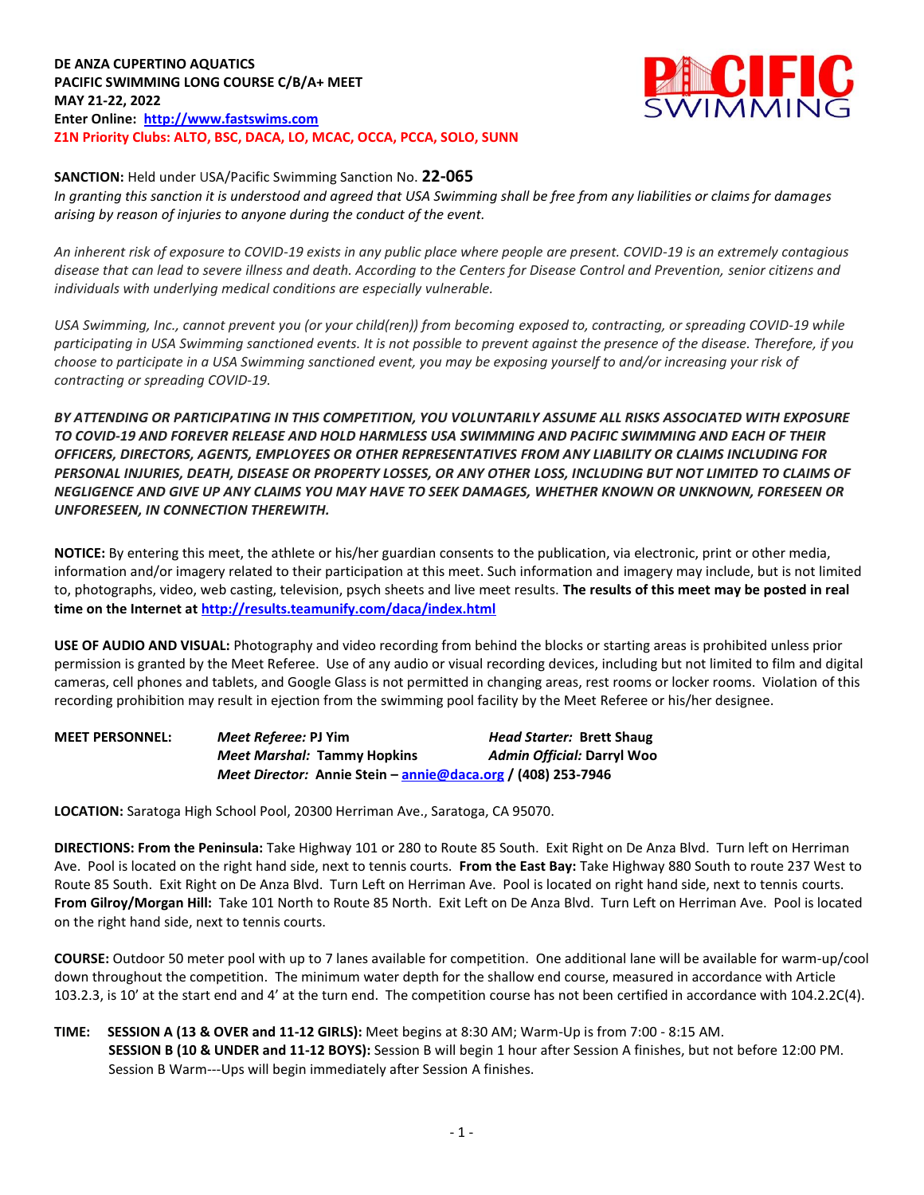**DE ANZA CUPERTINO AQUATICS**
**PACIFIC SWIMMING LONG COURSE C/B/A+ MEET**
**MAY 21-22, 2022**
**Enter Online: [http://www.fastswims.com](http://www.fastswims.com)**
**Z1N Priority Clubs: ALTO, BSC, DACA, LO, MCAC, OCCA, PCCA, SOLO, SUNN**

**SANCTION:** Held under USA/Pacific Swimming Sanction No. **22-065**
*In granting this sanction it is understood and agreed that USA Swimming shall be free from any liabilities or claims for damages arising by reason of injuries to anyone during the conduct of the event.*

*An inherent risk of exposure to COVID-19 exists in any public place where people are present. COVID-19 is an extremely contagious disease that can lead to severe illness and death. According to the Centers for Disease Control and Prevention, senior citizens and individuals with underlying medical conditions are especially vulnerable.*

*USA Swimming, Inc., cannot prevent you (or your child(ren)) from becoming exposed to, contracting, or spreading COVID-19 while participating in USA Swimming sanctioned events. It is not possible to prevent against the presence of the disease. Therefore, if you choose to participate in a USA Swimming sanctioned event, you may be exposing yourself to and/or increasing your risk of contracting or spreading COVID-19.*

***BY ATTENDING OR PARTICIPATING IN THIS COMPETITION, YOU VOLUNTARILY ASSUME ALL RISKS ASSOCIATED WITH EXPOSURE TO COVID-19 AND FOREVER RELEASE AND HOLD HARMLESS USA SWIMMING AND PACIFIC SWIMMING AND EACH OF THEIR OFFICERS, DIRECTORS, AGENTS, EMPLOYEES OR OTHER REPRESENTATIVES FROM ANY LIABILITY OR CLAIMS INCLUDING FOR PERSONAL INJURIES, DEATH, DISEASE OR PROPERTY LOSSES, OR ANY OTHER LOSS, INCLUDING BUT NOT LIMITED TO CLAIMS OF NEGLIGENCE AND GIVE UP ANY CLAIMS YOU MAY HAVE TO SEEK DAMAGES, WHETHER KNOWN OR UNKNOWN, FORESEEN OR UNFORESEEN, IN CONNECTION THEREWITH.***

**NOTICE:** By entering this meet, the athlete or his/her guardian consents to the publication, via electronic, print or other media, information and/or imagery related to their participation at this meet. Such information and imagery may include, but is not limited to, photographs, video, web casting, television, psych sheets and live meet results. **The results of this meet may be posted in real time on the Internet at [http://results.teamunify.com/daca/index.html](http://results.teamunify.com/daca/index.html)**

**USE OF AUDIO AND VISUAL:** Photography and video recording from behind the blocks or starting areas is prohibited unless prior permission is granted by the Meet Referee. Use of any audio or visual recording devices, including but not limited to film and digital cameras, cell phones and tablets, and Google Glass is not permitted in changing areas, rest rooms or locker rooms. Violation of this recording prohibition may result in ejection from the swimming pool facility by the Meet Referee or his/her designee.

**MEET PERSONNEL:**
***Meet Referee:*** **PJ Yim** — ***Head Starter:*** **Brett Shaug**
***Meet Marshal:*** **Tammy Hopkins** — ***Admin Official:*** **Darryl Woo**
***Meet Director:*** **Annie Stein – [annie@daca.org](mailto:annie@daca.org) / (408) 253-7946**

**LOCATION:** Saratoga High School Pool, 20300 Herriman Ave., Saratoga, CA 95070.

**DIRECTIONS: From the Peninsula:** Take Highway 101 or 280 to Route 85 South. Exit Right on De Anza Blvd. Turn left on Herriman Ave. Pool is located on the right hand side, next to tennis courts. **From the East Bay:** Take Highway 880 South to route 237 West to Route 85 South. Exit Right on De Anza Blvd. Turn Left on Herriman Ave. Pool is located on right hand side, next to tennis courts. **From Gilroy/Morgan Hill:** Take 101 North to Route 85 North. Exit Left on De Anza Blvd. Turn Left on Herriman Ave. Pool is located on the right hand side, next to tennis courts.

**COURSE:** Outdoor 50 meter pool with up to 7 lanes available for competition. One additional lane will be available for warm-up/cool down throughout the competition. The minimum water depth for the shallow end course, measured in accordance with Article 103.2.3, is 10' at the start end and 4' at the turn end. The competition course has not been certified in accordance with 104.2.2C(4).

**TIME: SESSION A (13 & OVER and 11-12 GIRLS):** Meet begins at 8:30 AM; Warm-Up is from 7:00 - 8:15 AM.
**SESSION B (10 & UNDER and 11-12 BOYS):** Session B will begin 1 hour after Session A finishes, but not before 12:00 PM. Session B Warm---Ups will begin immediately after Session A finishes.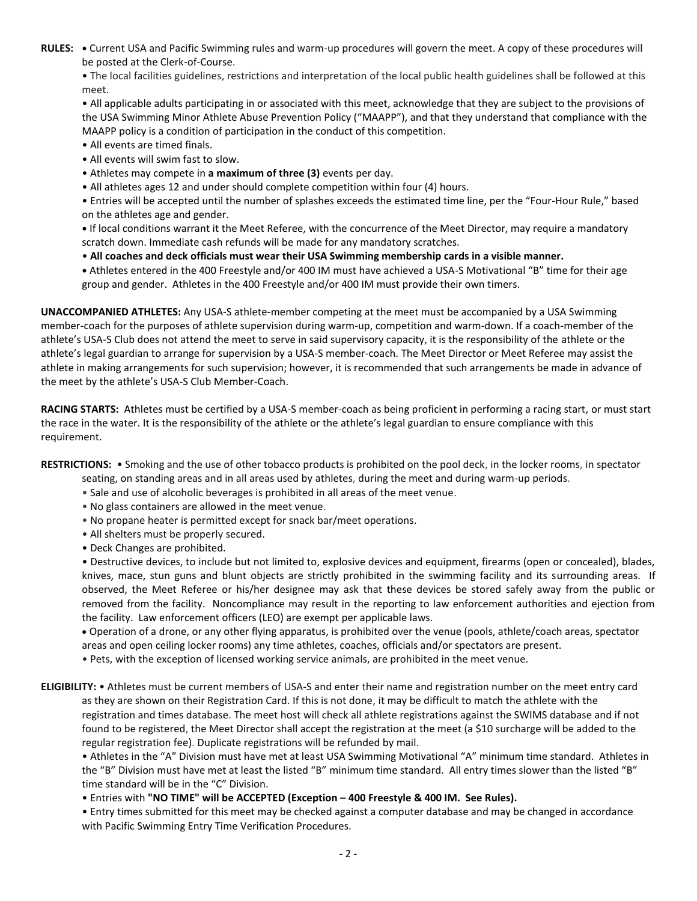**RULES:** • Current USA and Pacific Swimming rules and warm-up procedures will govern the meet. A copy of these procedures will be posted at the Clerk-of-Course.

• The local facilities guidelines, restrictions and interpretation of the local public health guidelines shall be followed at this meet.

• All applicable adults participating in or associated with this meet, acknowledge that they are subject to the provisions of the USA Swimming Minor Athlete Abuse Prevention Policy ("MAAPP"), and that they understand that compliance with the MAAPP policy is a condition of participation in the conduct of this competition.

• All events are timed finals.

• All events will swim fast to slow.

• Athletes may compete in **a maximum of three (3)** events per day.

• All athletes ages 12 and under should complete competition within four (4) hours.

• Entries will be accepted until the number of splashes exceeds the estimated time line, per the "Four-Hour Rule," based on the athletes age and gender.

• If local conditions warrant it the Meet Referee, with the concurrence of the Meet Director, may require a mandatory scratch down. Immediate cash refunds will be made for any mandatory scratches.

• **All coaches and deck officials must wear their USA Swimming membership cards in a visible manner.**

• Athletes entered in the 400 Freestyle and/or 400 IM must have achieved a USA-S Motivational "B" time for their age group and gender. Athletes in the 400 Freestyle and/or 400 IM must provide their own timers.

**UNACCOMPANIED ATHLETES:** Any USA-S athlete-member competing at the meet must be accompanied by a USA Swimming member-coach for the purposes of athlete supervision during warm-up, competition and warm-down. If a coach-member of the athlete's USA-S Club does not attend the meet to serve in said supervisory capacity, it is the responsibility of the athlete or the athlete's legal guardian to arrange for supervision by a USA-S member-coach. The Meet Director or Meet Referee may assist the athlete in making arrangements for such supervision; however, it is recommended that such arrangements be made in advance of the meet by the athlete's USA-S Club Member-Coach.

**RACING STARTS:** Athletes must be certified by a USA-S member-coach as being proficient in performing a racing start, or must start the race in the water. It is the responsibility of the athlete or the athlete's legal guardian to ensure compliance with this requirement.

**RESTRICTIONS:** • Smoking and the use of other tobacco products is prohibited on the pool deck, in the locker rooms, in spectator seating, on standing areas and in all areas used by athletes, during the meet and during warm-up periods.

• Sale and use of alcoholic beverages is prohibited in all areas of the meet venue.

• No glass containers are allowed in the meet venue.

• No propane heater is permitted except for snack bar/meet operations.

• All shelters must be properly secured.

• Deck Changes are prohibited.

• Destructive devices, to include but not limited to, explosive devices and equipment, firearms (open or concealed), blades, knives, mace, stun guns and blunt objects are strictly prohibited in the swimming facility and its surrounding areas. If observed, the Meet Referee or his/her designee may ask that these devices be stored safely away from the public or removed from the facility. Noncompliance may result in the reporting to law enforcement authorities and ejection from the facility. Law enforcement officers (LEO) are exempt per applicable laws.

• Operation of a drone, or any other flying apparatus, is prohibited over the venue (pools, athlete/coach areas, spectator areas and open ceiling locker rooms) any time athletes, coaches, officials and/or spectators are present.

• Pets, with the exception of licensed working service animals, are prohibited in the meet venue.

**ELIGIBILITY:** • Athletes must be current members of USA-S and enter their name and registration number on the meet entry card as they are shown on their Registration Card. If this is not done, it may be difficult to match the athlete with the registration and times database. The meet host will check all athlete registrations against the SWIMS database and if not found to be registered, the Meet Director shall accept the registration at the meet (a $10 surcharge will be added to the regular registration fee). Duplicate registrations will be refunded by mail.

• Athletes in the "A" Division must have met at least USA Swimming Motivational "A" minimum time standard. Athletes in the "B" Division must have met at least the listed "B" minimum time standard. All entry times slower than the listed "B" time standard will be in the "C" Division.

• Entries with **"NO TIME" will be ACCEPTED (Exception – 400 Freestyle & 400 IM. See Rules).**

• Entry times submitted for this meet may be checked against a computer database and may be changed in accordance with Pacific Swimming Entry Time Verification Procedures.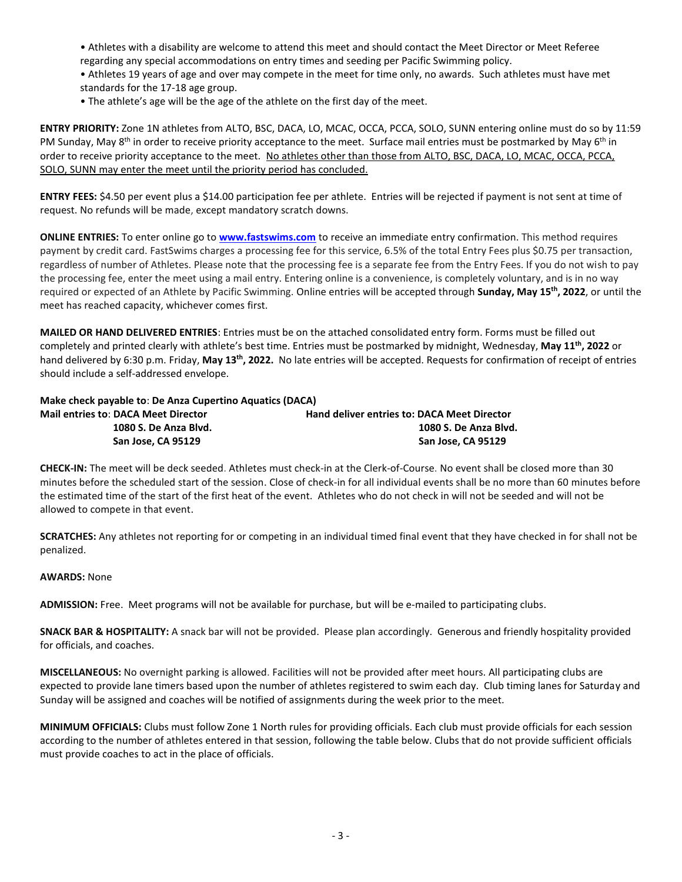- Athletes with a disability are welcome to attend this meet and should contact the Meet Director or Meet Referee regarding any special accommodations on entry times and seeding per Pacific Swimming policy.
- Athletes 19 years of age and over may compete in the meet for time only, no awards. Such athletes must have met standards for the 17-18 age group.
- The athlete's age will be the age of the athlete on the first day of the meet.

**ENTRY PRIORITY:** Zone 1N athletes from ALTO, BSC, DACA, LO, MCAC, OCCA, PCCA, SOLO, SUNN entering online must do so by 11:59 PM Sunday, May 8th in order to receive priority acceptance to the meet. Surface mail entries must be postmarked by May 6th in order to receive priority acceptance to the meet. No athletes other than those from ALTO, BSC, DACA, LO, MCAC, OCCA, PCCA, SOLO, SUNN may enter the meet until the priority period has concluded.

**ENTRY FEES:** $4.50 per event plus a $14.00 participation fee per athlete. Entries will be rejected if payment is not sent at time of request. No refunds will be made, except mandatory scratch downs.

**ONLINE ENTRIES:** To enter online go to **www.fastswims.com** to receive an immediate entry confirmation. This method requires payment by credit card. FastSwims charges a processing fee for this service, 6.5% of the total Entry Fees plus $0.75 per transaction, regardless of number of Athletes. Please note that the processing fee is a separate fee from the Entry Fees. If you do not wish to pay the processing fee, enter the meet using a mail entry. Entering online is a convenience, is completely voluntary, and is in no way required or expected of an Athlete by Pacific Swimming. Online entries will be accepted through **Sunday, May 15th, 2022**, or until the meet has reached capacity, whichever comes first.

**MAILED OR HAND DELIVERED ENTRIES**: Entries must be on the attached consolidated entry form. Forms must be filled out completely and printed clearly with athlete's best time. Entries must be postmarked by midnight, Wednesday, **May 11th, 2022** or hand delivered by 6:30 p.m. Friday, **May 13th, 2022.** No late entries will be accepted. Requests for confirmation of receipt of entries should include a self-addressed envelope.

**Make check payable to**: **De Anza Cupertino Aquatics (DACA)**

**Mail entries to**: **DACA Meet Director**
**1080 S. De Anza Blvd.**
**San Jose, CA 95129**

**Hand deliver entries to: DACA Meet Director**
**1080 S. De Anza Blvd.**
**San Jose, CA 95129**

**CHECK-IN:** The meet will be deck seeded. Athletes must check-in at the Clerk-of-Course. No event shall be closed more than 30 minutes before the scheduled start of the session. Close of check-in for all individual events shall be no more than 60 minutes before the estimated time of the start of the first heat of the event. Athletes who do not check in will not be seeded and will not be allowed to compete in that event.

**SCRATCHES:** Any athletes not reporting for or competing in an individual timed final event that they have checked in for shall not be penalized.

**AWARDS:** None

**ADMISSION:** Free. Meet programs will not be available for purchase, but will be e-mailed to participating clubs.

**SNACK BAR & HOSPITALITY:** A snack bar will not be provided. Please plan accordingly. Generous and friendly hospitality provided for officials, and coaches.

**MISCELLANEOUS:** No overnight parking is allowed. Facilities will not be provided after meet hours. All participating clubs are expected to provide lane timers based upon the number of athletes registered to swim each day. Club timing lanes for Saturday and Sunday will be assigned and coaches will be notified of assignments during the week prior to the meet.

**MINIMUM OFFICIALS:** Clubs must follow Zone 1 North rules for providing officials. Each club must provide officials for each session according to the number of athletes entered in that session, following the table below. Clubs that do not provide sufficient officials must provide coaches to act in the place of officials.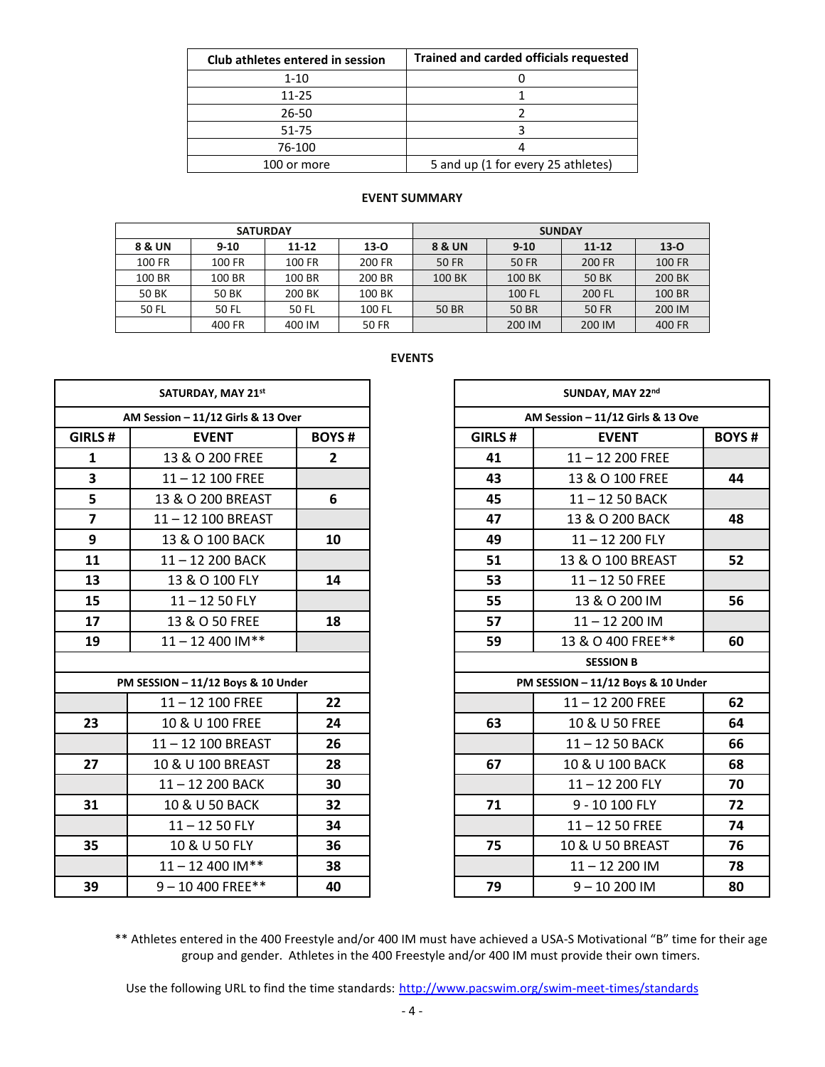| Club athletes entered in session | Trained and carded officials requested |
|---|---|
| 1-10 | 0 |
| 11-25 | 1 |
| 26-50 | 2 |
| 51-75 | 3 |
| 76-100 | 4 |
| 100 or more | 5 and up (1 for every 25 athletes) |

## EVENT SUMMARY

| SATURDAY | | | | SUNDAY | | | |
|---|---|---|---|---|---|---|---|
| 8 & UN | 9-10 | 11-12 | 13-O | 8 & UN | 9-10 | 11-12 | 13-O |
| 100 FR | 100 FR | 100 FR | 200 FR | 50 FR | 50 FR | 200 FR | 100 FR |
| 100 BR | 100 BR | 100 BR | 200 BR | 100 BK | 100 BK | 50 BK | 200 BK |
| 50 BK | 50 BK | 200 BK | 100 BK | | 100 FL | 200 FL | 100 BR |
| 50 FL | 50 FL | 50 FL | 100 FL | 50 BR | 50 BR | 50 FR | 200 IM |
| | 400 FR | 400 IM | 50 FR | | 200 IM | 200 IM | 400 FR |

## EVENTS

| SATURDAY, MAY 21st | | |
|---|---|---|
| **AM Session – 11/12 Girls & 13 Over** | | |
| **GIRLS #** | **EVENT** | **BOYS #** |
| 1 | 13 & O 200 FREE | 2 |
| 3 | 11 – 12 100 FREE | |
| 5 | 13 & O 200 BREAST | 6 |
| 7 | 11 – 12 100 BREAST | |
| 9 | 13 & O 100 BACK | 10 |
| 11 | 11 – 12 200 BACK | |
| 13 | 13 & O 100 FLY | 14 |
| 15 | 11 – 12 50 FLY | |
| 17 | 13 & O 50 FREE | 18 |
| 19 | 11 – 12 400 IM** | |
| | | |
| **PM SESSION – 11/12 Boys & 10 Under** | | |
| | 11 – 12 100 FREE | 22 |
| 23 | 10 & U 100 FREE | 24 |
| | 11 – 12 100 BREAST | 26 |
| 27 | 10 & U 100 BREAST | 28 |
| | 11 – 12 200 BACK | 30 |
| 31 | 10 & U 50 BACK | 32 |
| | 11 – 12 50 FLY | 34 |
| 35 | 10 & U 50 FLY | 36 |
| | 11 – 12 400 IM** | 38 |
| 39 | 9 – 10 400 FREE** | 40 |

| SUNDAY, MAY 22nd | | |
|---|---|---|
| **AM Session – 11/12 Girls & 13 Ove** | | |
| **GIRLS #** | **EVENT** | **BOYS #** |
| 41 | 11 – 12 200 FREE | |
| 43 | 13 & O 100 FREE | 44 |
| 45 | 11 – 12 50 BACK | |
| 47 | 13 & O 200 BACK | 48 |
| 49 | 11 – 12 200 FLY | |
| 51 | 13 & O 100 BREAST | 52 |
| 53 | 11 – 12 50 FREE | |
| 55 | 13 & O 200 IM | 56 |
| 57 | 11 – 12 200 IM | |
| 59 | 13 & O 400 FREE** | 60 |
| **SESSION B** | | |
| **PM SESSION – 11/12 Boys & 10 Under** | | |
| | 11 – 12 200 FREE | 62 |
| 63 | 10 & U 50 FREE | 64 |
| | 11 – 12 50 BACK | 66 |
| 67 | 10 & U 100 BACK | 68 |
| | 11 – 12 200 FLY | 70 |
| 71 | 9 - 10 100 FLY | 72 |
| | 11 – 12 50 FREE | 74 |
| 75 | 10 & U 50 BREAST | 76 |
| | 11 – 12 200 IM | 78 |
| 79 | 9 – 10 200 IM | 80 |

** Athletes entered in the 400 Freestyle and/or 400 IM must have achieved a USA-S Motivational "B" time for their age group and gender. Athletes in the 400 Freestyle and/or 400 IM must provide their own timers.

Use the following URL to find the time standards: http://www.pacswim.org/swim-meet-times/standards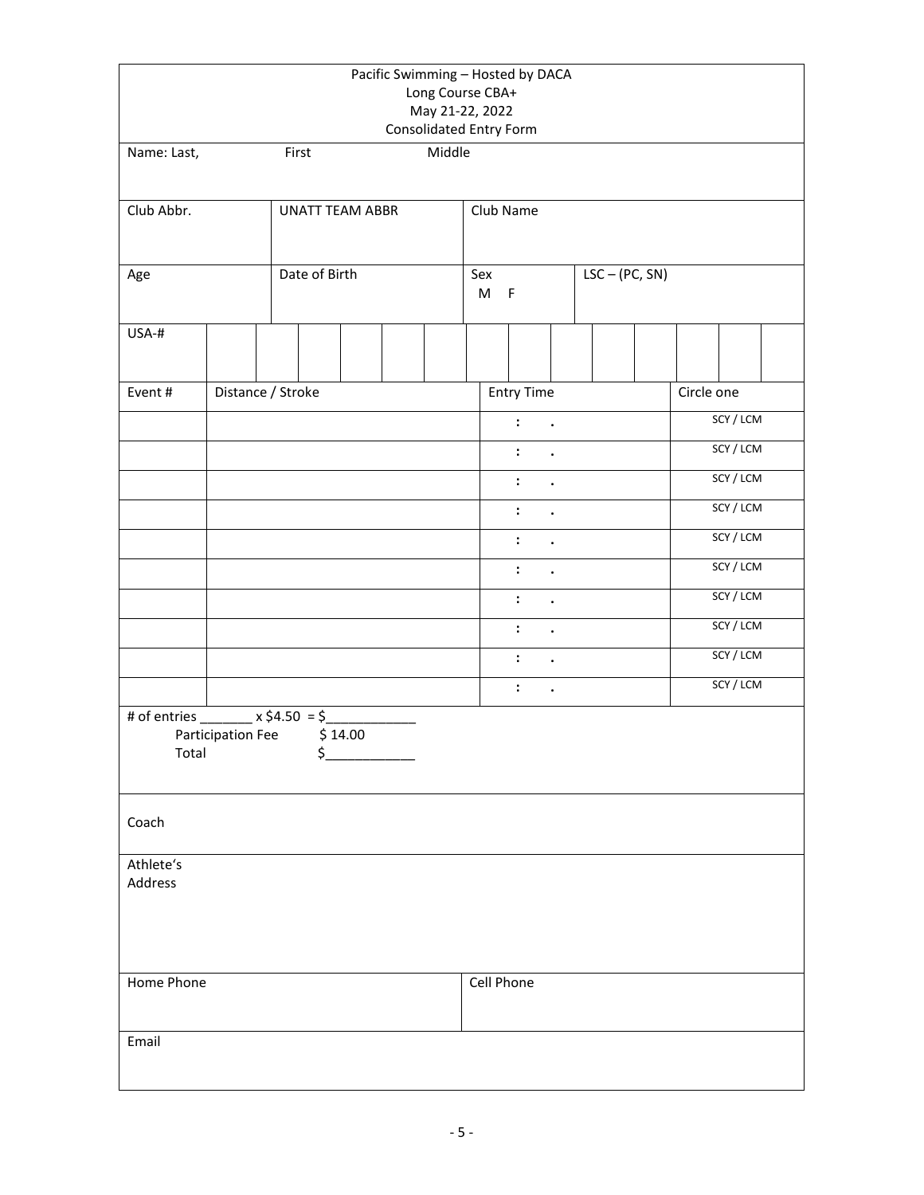Pacific Swimming – Hosted by DACA
Long Course CBA+
May 21-22, 2022
Consolidated Entry Form

| Name: Last, | First | Middle |
|---|---|---|
| | | |

| Club Abbr. | UNATT TEAM ABBR | Club Name |
|---|---|---|
| | | |

| Age | Date of Birth | Sex M F | LSC – (PC, SN) |
|---|---|---|---|
| | | | |

| USA-# | | | | | | | | | | | | | | |
|---|---|---|---|---|---|---|---|---|---|---|---|---|---|---|
| | | | | | | | | | | | | | | |

| Event # | Distance / Stroke | Entry Time | Circle one |
|---|---|---|---|
| | | : . | SCY / LCM |
| | | : . | SCY / LCM |
| | | : . | SCY / LCM |
| | | : . | SCY / LCM |
| | | : . | SCY / LCM |
| | | : . | SCY / LCM |
| | | : . | SCY / LCM |
| | | : . | SCY / LCM |
| | | : . | SCY / LCM |
| | | : . | SCY / LCM |

# of entries _______ x $4.50 = $____________
Participation Fee $ 14.00
Total $____________

Coach

Athlete's Address

| Home Phone | Cell Phone |
|---|---|
| | |

Email